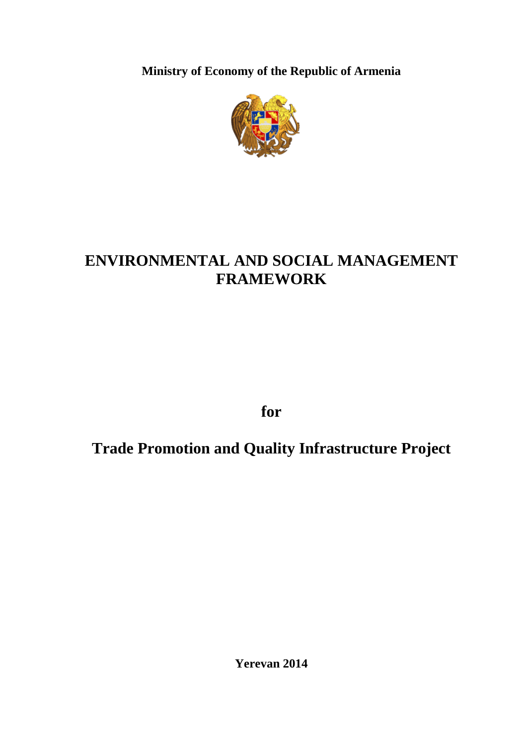**Ministry of Economy of the Republic of Armenia**

# ENVIRONMENTAL AND SOCIAL MANAGEMENT FRAMEWORK

**for**

# Trade Promotion and Quality Infrastructure Project

**Yerevan 2014**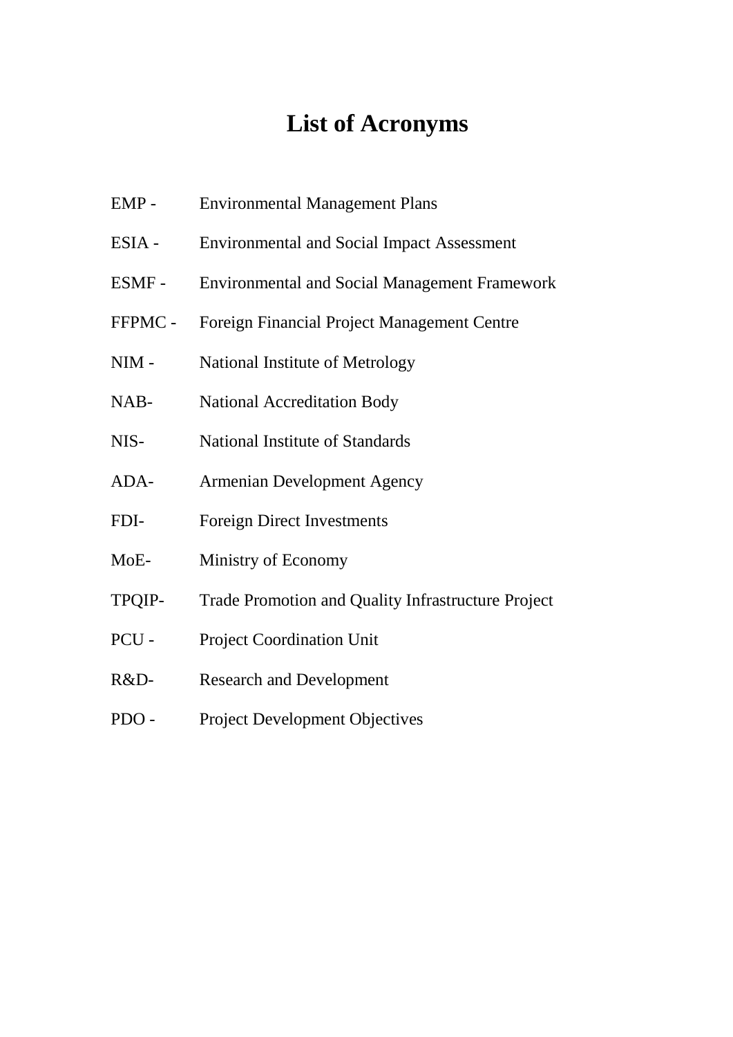# List of Acronyms

EMP - Environmental Management Plans

ESIA - Environmental and Social Impact Assessment

ESMF - Environmental and Social Management Framework

FFPMC - Foreign Financial Project Management Centre

NIM - National Institute of Metrology

NAB- National Accreditation Body

NIS- National Institute of Standards

ADA- Armenian Development Agency

FDI- Foreign Direct Investments

MoE- Ministry of Economy

TPQIP- Trade Promotion and Quality Infrastructure Project

PCU - Project Coordination Unit

R&D- Research and Development

PDO - Project Development Objectives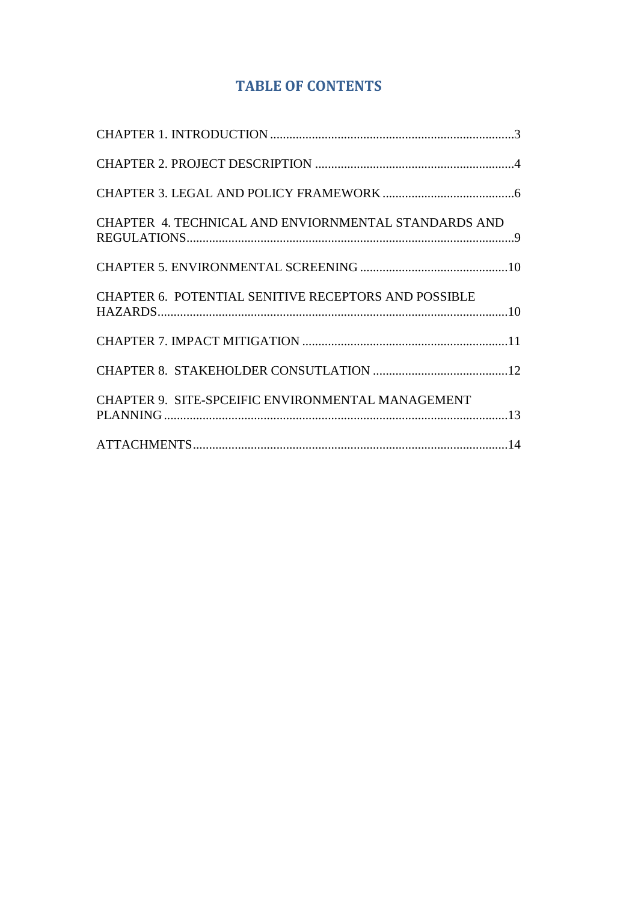# TABLE OF CONTENTS

CHAPTER 1. INTRODUCTION ............................................................................3

CHAPTER 2. PROJECT DESCRIPTION ..............................................................4

CHAPTER 3. LEGAL AND POLICY FRAMEWORK .........................................6

CHAPTER 4. TECHNICAL AND ENVIORNMENTAL STANDARDS AND REGULATIONS......................................................................................................9

CHAPTER 5. ENVIRONMENTAL SCREENING ..............................................10

CHAPTER 6. POTENTIAL SENITIVE RECEPTORS AND POSSIBLE HAZARDS.............................................................................................................10

CHAPTER 7. IMPACT MITIGATION ................................................................11

CHAPTER 8. STAKEHOLDER CONSUTLATION ..........................................12

CHAPTER 9. SITE-SPCEIFIC ENVIRONMENTAL MANAGEMENT PLANNING ...........................................................................................................13

ATTACHMENTS.................................................................................................14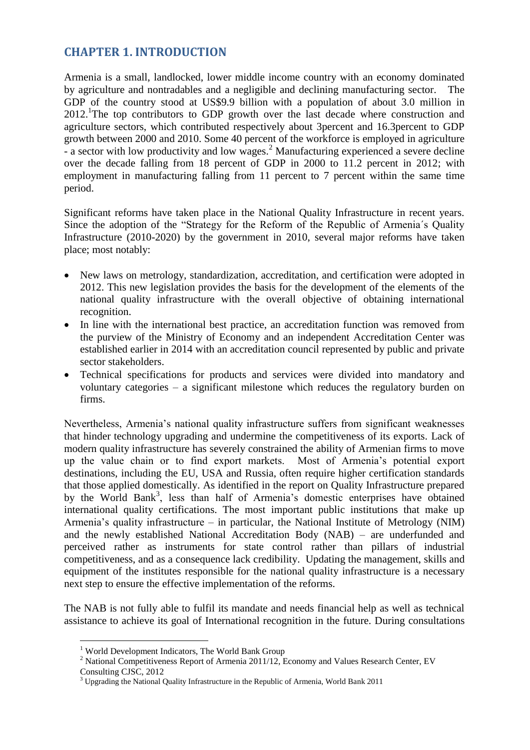# CHAPTER 1. INTRODUCTION

Armenia is a small, landlocked, lower middle income country with an economy dominated by agriculture and nontradables and a negligible and declining manufacturing sector. The GDP of the country stood at US$9.9 billion with a population of about 3.0 million in 2012.[1]The top contributors to GDP growth over the last decade where construction and agriculture sectors, which contributed respectively about 3percent and 16.3percent to GDP growth between 2000 and 2010. Some 40 percent of the workforce is employed in agriculture - a sector with low productivity and low wages.[2] Manufacturing experienced a severe decline over the decade falling from 18 percent of GDP in 2000 to 11.2 percent in 2012; with employment in manufacturing falling from 11 percent to 7 percent within the same time period.

Significant reforms have taken place in the National Quality Infrastructure in recent years. Since the adoption of the "Strategy for the Reform of the Republic of Armenia´s Quality Infrastructure (2010-2020) by the government in 2010, several major reforms have taken place; most notably:

- New laws on metrology, standardization, accreditation, and certification were adopted in 2012. This new legislation provides the basis for the development of the elements of the national quality infrastructure with the overall objective of obtaining international recognition.
- In line with the international best practice, an accreditation function was removed from the purview of the Ministry of Economy and an independent Accreditation Center was established earlier in 2014 with an accreditation council represented by public and private sector stakeholders.
- Technical specifications for products and services were divided into mandatory and voluntary categories – a significant milestone which reduces the regulatory burden on firms.

Nevertheless, Armenia's national quality infrastructure suffers from significant weaknesses that hinder technology upgrading and undermine the competitiveness of its exports. Lack of modern quality infrastructure has severely constrained the ability of Armenian firms to move up the value chain or to find export markets. Most of Armenia's potential export destinations, including the EU, USA and Russia, often require higher certification standards that those applied domestically. As identified in the report on Quality Infrastructure prepared by the World Bank[3], less than half of Armenia's domestic enterprises have obtained international quality certifications. The most important public institutions that make up Armenia's quality infrastructure – in particular, the National Institute of Metrology (NIM) and the newly established National Accreditation Body (NAB) – are underfunded and perceived rather as instruments for state control rather than pillars of industrial competitiveness, and as a consequence lack credibility. Updating the management, skills and equipment of the institutes responsible for the national quality infrastructure is a necessary next step to ensure the effective implementation of the reforms.

The NAB is not fully able to fulfil its mandate and needs financial help as well as technical assistance to achieve its goal of International recognition in the future. During consultations

---

[1] World Development Indicators, The World Bank Group

[2] National Competitiveness Report of Armenia 2011/12, Economy and Values Research Center, EV Consulting CJSC, 2012

[3] Upgrading the National Quality Infrastructure in the Republic of Armenia, World Bank 2011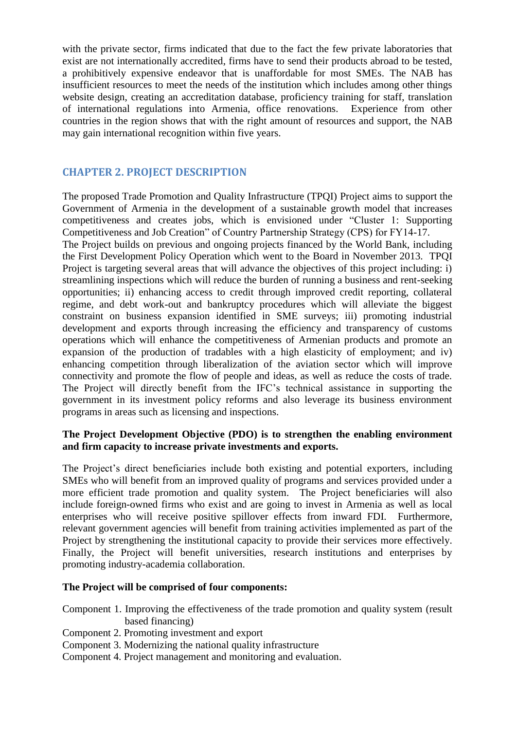with the private sector, firms indicated that due to the fact the few private laboratories that exist are not internationally accredited, firms have to send their products abroad to be tested, a prohibitively expensive endeavor that is unaffordable for most SMEs. The NAB has insufficient resources to meet the needs of the institution which includes among other things website design, creating an accreditation database, proficiency training for staff, translation of international regulations into Armenia, office renovations. Experience from other countries in the region shows that with the right amount of resources and support, the NAB may gain international recognition within five years.

## CHAPTER 2. PROJECT DESCRIPTION

The proposed Trade Promotion and Quality Infrastructure (TPQI) Project aims to support the Government of Armenia in the development of a sustainable growth model that increases competitiveness and creates jobs, which is envisioned under "Cluster 1: Supporting Competitiveness and Job Creation" of Country Partnership Strategy (CPS) for FY14-17.

The Project builds on previous and ongoing projects financed by the World Bank, including the First Development Policy Operation which went to the Board in November 2013. TPQI Project is targeting several areas that will advance the objectives of this project including: i) streamlining inspections which will reduce the burden of running a business and rent-seeking opportunities; ii) enhancing access to credit through improved credit reporting, collateral regime, and debt work-out and bankruptcy procedures which will alleviate the biggest constraint on business expansion identified in SME surveys; iii) promoting industrial development and exports through increasing the efficiency and transparency of customs operations which will enhance the competitiveness of Armenian products and promote an expansion of the production of tradables with a high elasticity of employment; and iv) enhancing competition through liberalization of the aviation sector which will improve connectivity and promote the flow of people and ideas, as well as reduce the costs of trade. The Project will directly benefit from the IFC's technical assistance in supporting the government in its investment policy reforms and also leverage its business environment programs in areas such as licensing and inspections.

**The Project Development Objective (PDO) is to strengthen the enabling environment and firm capacity to increase private investments and exports.**

The Project's direct beneficiaries include both existing and potential exporters, including SMEs who will benefit from an improved quality of programs and services provided under a more efficient trade promotion and quality system. The Project beneficiaries will also include foreign-owned firms who exist and are going to invest in Armenia as well as local enterprises who will receive positive spillover effects from inward FDI. Furthermore, relevant government agencies will benefit from training activities implemented as part of the Project by strengthening the institutional capacity to provide their services more effectively. Finally, the Project will benefit universities, research institutions and enterprises by promoting industry-academia collaboration.

**The Project will be comprised of four components:**

Component 1. Improving the effectiveness of the trade promotion and quality system (result based financing)
Component 2. Promoting investment and export
Component 3. Modernizing the national quality infrastructure
Component 4. Project management and monitoring and evaluation.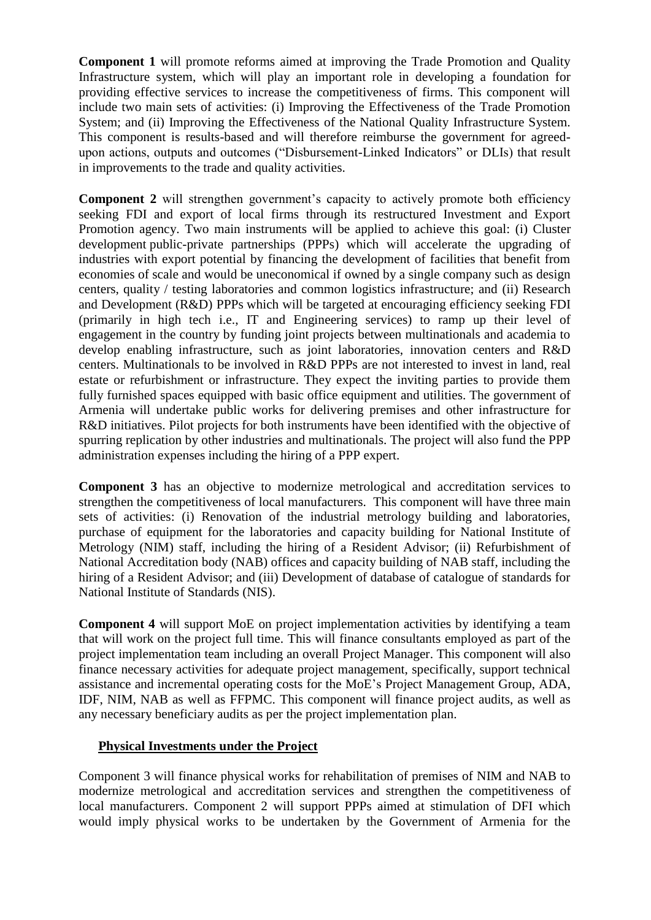**Component 1** will promote reforms aimed at improving the Trade Promotion and Quality Infrastructure system, which will play an important role in developing a foundation for providing effective services to increase the competitiveness of firms. This component will include two main sets of activities: (i) Improving the Effectiveness of the Trade Promotion System; and (ii) Improving the Effectiveness of the National Quality Infrastructure System. This component is results-based and will therefore reimburse the government for agreed-upon actions, outputs and outcomes ("Disbursement-Linked Indicators" or DLIs) that result in improvements to the trade and quality activities.

**Component 2** will strengthen government's capacity to actively promote both efficiency seeking FDI and export of local firms through its restructured Investment and Export Promotion agency. Two main instruments will be applied to achieve this goal: (i) Cluster development public-private partnerships (PPPs) which will accelerate the upgrading of industries with export potential by financing the development of facilities that benefit from economies of scale and would be uneconomical if owned by a single company such as design centers, quality / testing laboratories and common logistics infrastructure; and (ii) Research and Development (R&D) PPPs which will be targeted at encouraging efficiency seeking FDI (primarily in high tech i.e., IT and Engineering services) to ramp up their level of engagement in the country by funding joint projects between multinationals and academia to develop enabling infrastructure, such as joint laboratories, innovation centers and R&D centers. Multinationals to be involved in R&D PPPs are not interested to invest in land, real estate or refurbishment or infrastructure. They expect the inviting parties to provide them fully furnished spaces equipped with basic office equipment and utilities. The government of Armenia will undertake public works for delivering premises and other infrastructure for R&D initiatives. Pilot projects for both instruments have been identified with the objective of spurring replication by other industries and multinationals. The project will also fund the PPP administration expenses including the hiring of a PPP expert.

**Component 3** has an objective to modernize metrological and accreditation services to strengthen the competitiveness of local manufacturers. This component will have three main sets of activities: (i) Renovation of the industrial metrology building and laboratories, purchase of equipment for the laboratories and capacity building for National Institute of Metrology (NIM) staff, including the hiring of a Resident Advisor; (ii) Refurbishment of National Accreditation body (NAB) offices and capacity building of NAB staff, including the hiring of a Resident Advisor; and (iii) Development of database of catalogue of standards for National Institute of Standards (NIS).

**Component 4** will support MoE on project implementation activities by identifying a team that will work on the project full time. This will finance consultants employed as part of the project implementation team including an overall Project Manager. This component will also finance necessary activities for adequate project management, specifically, support technical assistance and incremental operating costs for the MoE's Project Management Group, ADA, IDF, NIM, NAB as well as FFPMC. This component will finance project audits, as well as any necessary beneficiary audits as per the project implementation plan.

## Physical Investments under the Project

Component 3 will finance physical works for rehabilitation of premises of NIM and NAB to modernize metrological and accreditation services and strengthen the competitiveness of local manufacturers. Component 2 will support PPPs aimed at stimulation of DFI which would imply physical works to be undertaken by the Government of Armenia for the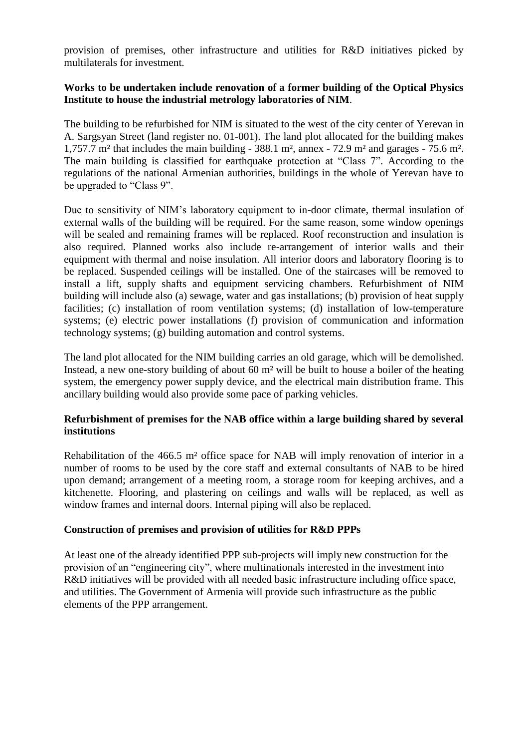provision of premises, other infrastructure and utilities for R&D initiatives picked by multilaterals for investment.

**Works to be undertaken include renovation of a former building of the Optical Physics Institute to house the industrial metrology laboratories of NIM**.

The building to be refurbished for NIM is situated to the west of the city center of Yerevan in A. Sargsyan Street (land register no. 01-001). The land plot allocated for the building makes 1,757.7 m² that includes the main building - 388.1 m², annex - 72.9 m² and garages - 75.6 m². The main building is classified for earthquake protection at "Class 7". According to the regulations of the national Armenian authorities, buildings in the whole of Yerevan have to be upgraded to "Class 9".

Due to sensitivity of NIM's laboratory equipment to in-door climate, thermal insulation of external walls of the building will be required. For the same reason, some window openings will be sealed and remaining frames will be replaced. Roof reconstruction and insulation is also required. Planned works also include re-arrangement of interior walls and their equipment with thermal and noise insulation. All interior doors and laboratory flooring is to be replaced. Suspended ceilings will be installed. One of the staircases will be removed to install a lift, supply shafts and equipment servicing chambers. Refurbishment of NIM building will include also (a) sewage, water and gas installations; (b) provision of heat supply facilities; (c) installation of room ventilation systems; (d) installation of low-temperature systems; (e) electric power installations (f) provision of communication and information technology systems; (g) building automation and control systems.

The land plot allocated for the NIM building carries an old garage, which will be demolished. Instead, a new one-story building of about 60 m² will be built to house a boiler of the heating system, the emergency power supply device, and the electrical main distribution frame. This ancillary building would also provide some pace of parking vehicles.

**Refurbishment of premises for the NAB office within a large building shared by several institutions**

Rehabilitation of the 466.5 m² office space for NAB will imply renovation of interior in a number of rooms to be used by the core staff and external consultants of NAB to be hired upon demand; arrangement of a meeting room, a storage room for keeping archives, and a kitchenette. Flooring, and plastering on ceilings and walls will be replaced, as well as window frames and internal doors. Internal piping will also be replaced.

**Construction of premises and provision of utilities for R&D PPPs**

At least one of the already identified PPP sub-projects will imply new construction for the provision of an "engineering city", where multinationals interested in the investment into R&D initiatives will be provided with all needed basic infrastructure including office space, and utilities. The Government of Armenia will provide such infrastructure as the public elements of the PPP arrangement.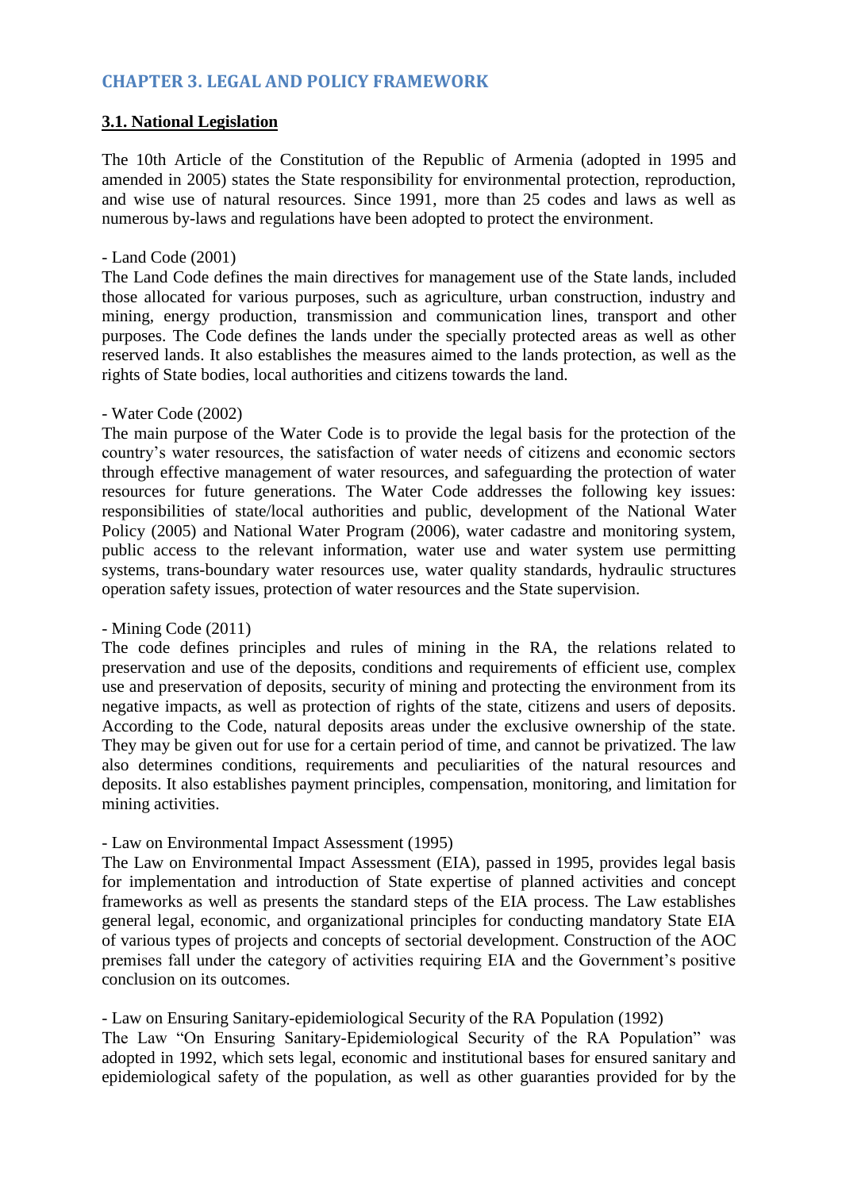## CHAPTER 3. LEGAL AND POLICY FRAMEWORK

### 3.1. National Legislation

The 10th Article of the Constitution of the Republic of Armenia (adopted in 1995 and amended in 2005) states the State responsibility for environmental protection, reproduction, and wise use of natural resources. Since 1991, more than 25 codes and laws as well as numerous by-laws and regulations have been adopted to protect the environment.

- Land Code (2001)
The Land Code defines the main directives for management use of the State lands, included those allocated for various purposes, such as agriculture, urban construction, industry and mining, energy production, transmission and communication lines, transport and other purposes. The Code defines the lands under the specially protected areas as well as other reserved lands. It also establishes the measures aimed to the lands protection, as well as the rights of State bodies, local authorities and citizens towards the land.

- Water Code (2002)
The main purpose of the Water Code is to provide the legal basis for the protection of the country's water resources, the satisfaction of water needs of citizens and economic sectors through effective management of water resources, and safeguarding the protection of water resources for future generations. The Water Code addresses the following key issues: responsibilities of state/local authorities and public, development of the National Water Policy (2005) and National Water Program (2006), water cadastre and monitoring system, public access to the relevant information, water use and water system use permitting systems, trans-boundary water resources use, water quality standards, hydraulic structures operation safety issues, protection of water resources and the State supervision.

- Mining Code (2011)
The code defines principles and rules of mining in the RA, the relations related to preservation and use of the deposits, conditions and requirements of efficient use, complex use and preservation of deposits, security of mining and protecting the environment from its negative impacts, as well as protection of rights of the state, citizens and users of deposits. According to the Code, natural deposits areas under the exclusive ownership of the state. They may be given out for use for a certain period of time, and cannot be privatized. The law also determines conditions, requirements and peculiarities of the natural resources and deposits. It also establishes payment principles, compensation, monitoring, and limitation for mining activities.

- Law on Environmental Impact Assessment (1995)
The Law on Environmental Impact Assessment (EIA), passed in 1995, provides legal basis for implementation and introduction of State expertise of planned activities and concept frameworks as well as presents the standard steps of the EIA process. The Law establishes general legal, economic, and organizational principles for conducting mandatory State EIA of various types of projects and concepts of sectorial development. Construction of the AOC premises fall under the category of activities requiring EIA and the Government's positive conclusion on its outcomes.

- Law on Ensuring Sanitary-epidemiological Security of the RA Population (1992)
The Law "On Ensuring Sanitary-Epidemiological Security of the RA Population" was adopted in 1992, which sets legal, economic and institutional bases for ensured sanitary and epidemiological safety of the population, as well as other guaranties provided for by the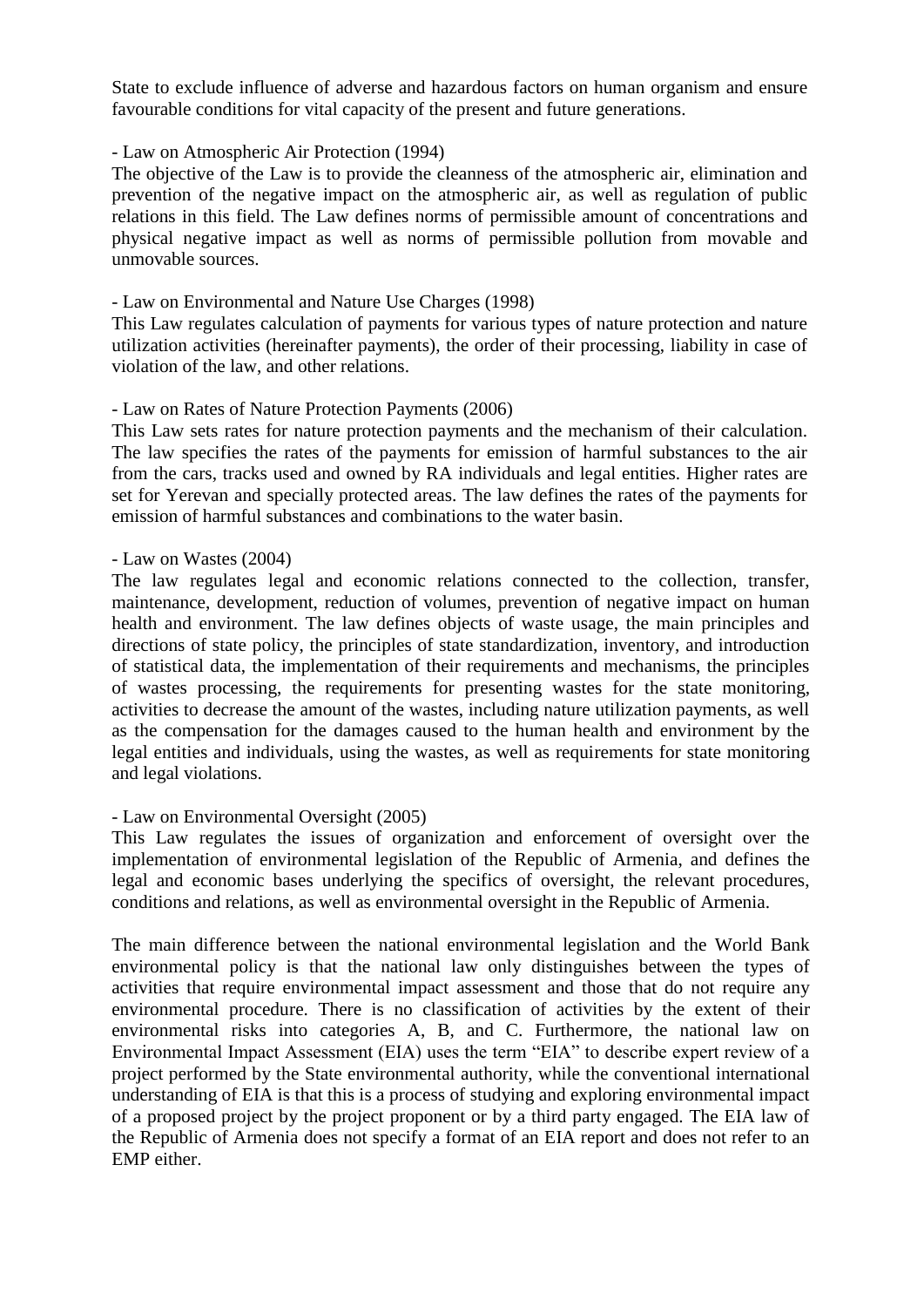State to exclude influence of adverse and hazardous factors on human organism and ensure favourable conditions for vital capacity of the present and future generations.

- Law on Atmospheric Air Protection (1994)

The objective of the Law is to provide the cleanness of the atmospheric air, elimination and prevention of the negative impact on the atmospheric air, as well as regulation of public relations in this field. The Law defines norms of permissible amount of concentrations and physical negative impact as well as norms of permissible pollution from movable and unmovable sources.

- Law on Environmental and Nature Use Charges (1998)

This Law regulates calculation of payments for various types of nature protection and nature utilization activities (hereinafter payments), the order of their processing, liability in case of violation of the law, and other relations.

- Law on Rates of Nature Protection Payments (2006)

This Law sets rates for nature protection payments and the mechanism of their calculation. The law specifies the rates of the payments for emission of harmful substances to the air from the cars, tracks used and owned by RA individuals and legal entities. Higher rates are set for Yerevan and specially protected areas. The law defines the rates of the payments for emission of harmful substances and combinations to the water basin.

- Law on Wastes (2004)

The law regulates legal and economic relations connected to the collection, transfer, maintenance, development, reduction of volumes, prevention of negative impact on human health and environment. The law defines objects of waste usage, the main principles and directions of state policy, the principles of state standardization, inventory, and introduction of statistical data, the implementation of their requirements and mechanisms, the principles of wastes processing, the requirements for presenting wastes for the state monitoring, activities to decrease the amount of the wastes, including nature utilization payments, as well as the compensation for the damages caused to the human health and environment by the legal entities and individuals, using the wastes, as well as requirements for state monitoring and legal violations.

- Law on Environmental Oversight (2005)

This Law regulates the issues of organization and enforcement of oversight over the implementation of environmental legislation of the Republic of Armenia, and defines the legal and economic bases underlying the specifics of oversight, the relevant procedures, conditions and relations, as well as environmental oversight in the Republic of Armenia.

The main difference between the national environmental legislation and the World Bank environmental policy is that the national law only distinguishes between the types of activities that require environmental impact assessment and those that do not require any environmental procedure. There is no classification of activities by the extent of their environmental risks into categories A, B, and C. Furthermore, the national law on Environmental Impact Assessment (EIA) uses the term "EIA" to describe expert review of a project performed by the State environmental authority, while the conventional international understanding of EIA is that this is a process of studying and exploring environmental impact of a proposed project by the project proponent or by a third party engaged. The EIA law of the Republic of Armenia does not specify a format of an EIA report and does not refer to an EMP either.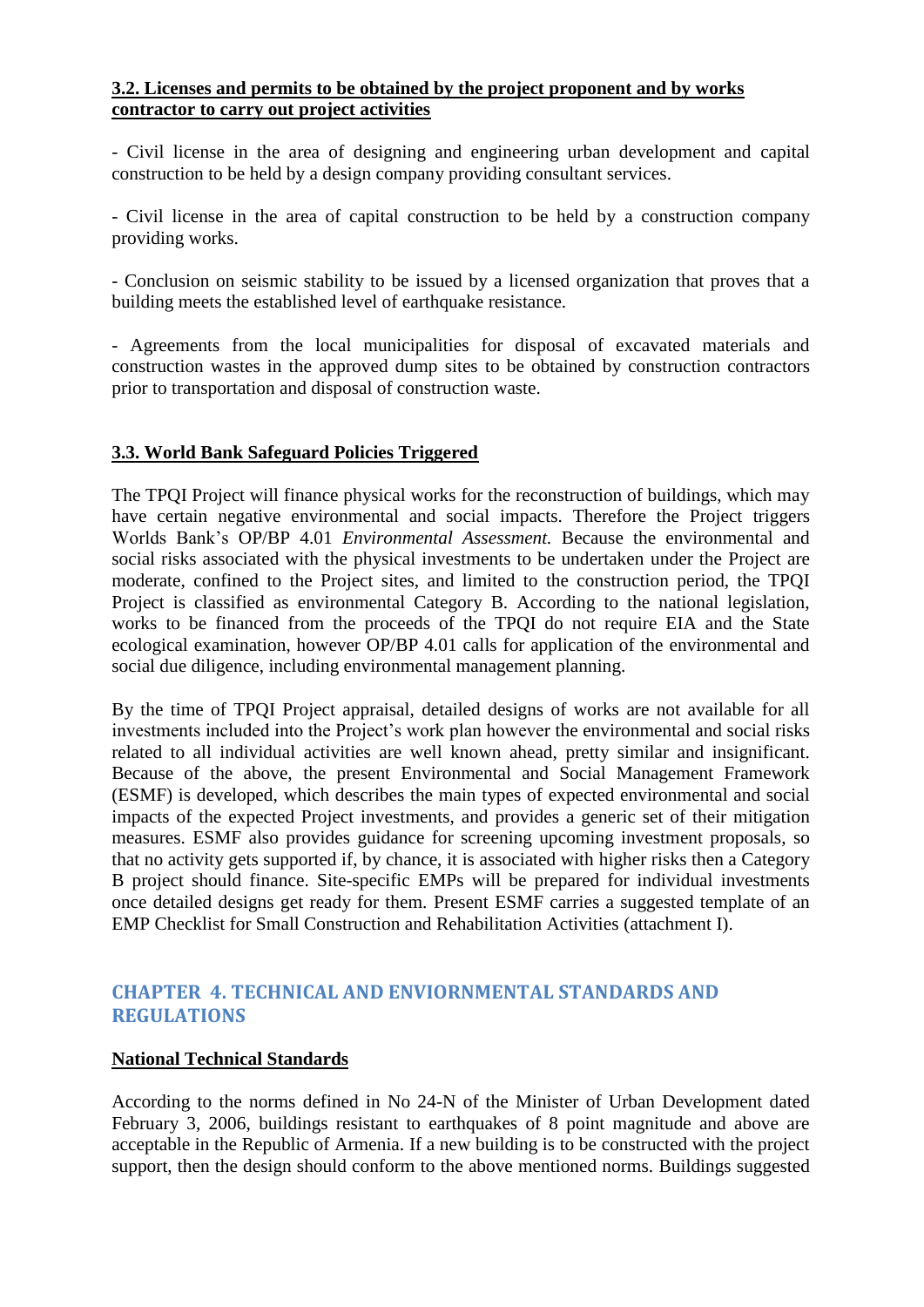**3.2. Licenses and permits to be obtained by the project proponent and by works contractor to carry out project activities**

- Civil license in the area of designing and engineering urban development and capital construction to be held by a design company providing consultant services.

- Civil license in the area of capital construction to be held by a construction company providing works.

- Conclusion on seismic stability to be issued by a licensed organization that proves that a building meets the established level of earthquake resistance.

- Agreements from the local municipalities for disposal of excavated materials and construction wastes in the approved dump sites to be obtained by construction contractors prior to transportation and disposal of construction waste.

**3.3. World Bank Safeguard Policies Triggered**

The TPQI Project will finance physical works for the reconstruction of buildings, which may have certain negative environmental and social impacts. Therefore the Project triggers Worlds Bank's OP/BP 4.01 *Environmental Assessment.* Because the environmental and social risks associated with the physical investments to be undertaken under the Project are moderate, confined to the Project sites, and limited to the construction period, the TPQI Project is classified as environmental Category B. According to the national legislation, works to be financed from the proceeds of the TPQI do not require EIA and the State ecological examination, however OP/BP 4.01 calls for application of the environmental and social due diligence, including environmental management planning.

By the time of TPQI Project appraisal, detailed designs of works are not available for all investments included into the Project's work plan however the environmental and social risks related to all individual activities are well known ahead, pretty similar and insignificant. Because of the above, the present Environmental and Social Management Framework (ESMF) is developed, which describes the main types of expected environmental and social impacts of the expected Project investments, and provides a generic set of their mitigation measures. ESMF also provides guidance for screening upcoming investment proposals, so that no activity gets supported if, by chance, it is associated with higher risks then a Category B project should finance. Site-specific EMPs will be prepared for individual investments once detailed designs get ready for them. Present ESMF carries a suggested template of an EMP Checklist for Small Construction and Rehabilitation Activities (attachment I).

## CHAPTER 4. TECHNICAL AND ENVIORNMENTAL STANDARDS AND REGULATIONS

**National Technical Standards**

According to the norms defined in No 24-N of the Minister of Urban Development dated February 3, 2006, buildings resistant to earthquakes of 8 point magnitude and above are acceptable in the Republic of Armenia. If a new building is to be constructed with the project support, then the design should conform to the above mentioned norms. Buildings suggested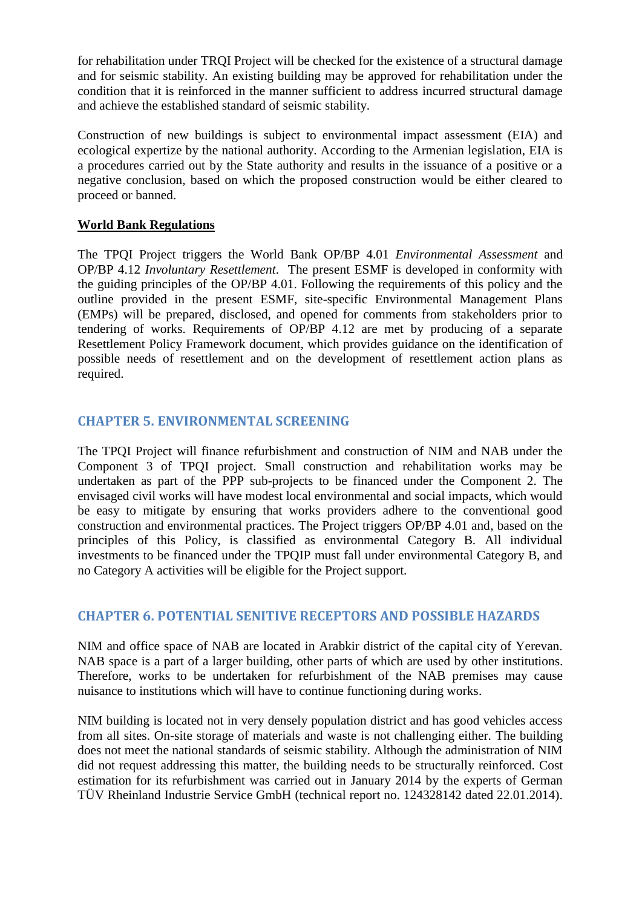for rehabilitation under TRQI Project will be checked for the existence of a structural damage and for seismic stability. An existing building may be approved for rehabilitation under the condition that it is reinforced in the manner sufficient to address incurred structural damage and achieve the established standard of seismic stability.

Construction of new buildings is subject to environmental impact assessment (EIA) and ecological expertize by the national authority. According to the Armenian legislation, EIA is a procedures carried out by the State authority and results in the issuance of a positive or a negative conclusion, based on which the proposed construction would be either cleared to proceed or banned.

**World Bank Regulations**

The TPQI Project triggers the World Bank OP/BP 4.01 *Environmental Assessment* and OP/BP 4.12 *Involuntary Resettlement*. The present ESMF is developed in conformity with the guiding principles of the OP/BP 4.01. Following the requirements of this policy and the outline provided in the present ESMF, site-specific Environmental Management Plans (EMPs) will be prepared, disclosed, and opened for comments from stakeholders prior to tendering of works. Requirements of OP/BP 4.12 are met by producing of a separate Resettlement Policy Framework document, which provides guidance on the identification of possible needs of resettlement and on the development of resettlement action plans as required.

## CHAPTER 5. ENVIRONMENTAL SCREENING

The TPQI Project will finance refurbishment and construction of NIM and NAB under the Component 3 of TPQI project. Small construction and rehabilitation works may be undertaken as part of the PPP sub-projects to be financed under the Component 2. The envisaged civil works will have modest local environmental and social impacts, which would be easy to mitigate by ensuring that works providers adhere to the conventional good construction and environmental practices. The Project triggers OP/BP 4.01 and, based on the principles of this Policy, is classified as environmental Category B. All individual investments to be financed under the TPQIP must fall under environmental Category B, and no Category A activities will be eligible for the Project support.

## CHAPTER 6. POTENTIAL SENITIVE RECEPTORS AND POSSIBLE HAZARDS

NIM and office space of NAB are located in Arabkir district of the capital city of Yerevan. NAB space is a part of a larger building, other parts of which are used by other institutions. Therefore, works to be undertaken for refurbishment of the NAB premises may cause nuisance to institutions which will have to continue functioning during works.

NIM building is located not in very densely population district and has good vehicles access from all sites. On-site storage of materials and waste is not challenging either. The building does not meet the national standards of seismic stability. Although the administration of NIM did not request addressing this matter, the building needs to be structurally reinforced. Cost estimation for its refurbishment was carried out in January 2014 by the experts of German TÜV Rheinland Industrie Service GmbH (technical report no. 124328142 dated 22.01.2014).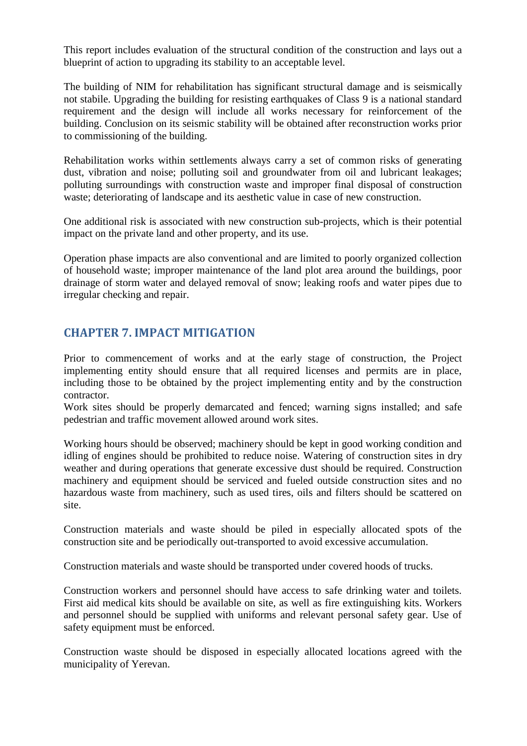This report includes evaluation of the structural condition of the construction and lays out a blueprint of action to upgrading its stability to an acceptable level.

The building of NIM for rehabilitation has significant structural damage and is seismically not stabile. Upgrading the building for resisting earthquakes of Class 9 is a national standard requirement and the design will include all works necessary for reinforcement of the building. Conclusion on its seismic stability will be obtained after reconstruction works prior to commissioning of the building.

Rehabilitation works within settlements always carry a set of common risks of generating dust, vibration and noise; polluting soil and groundwater from oil and lubricant leakages; polluting surroundings with construction waste and improper final disposal of construction waste; deteriorating of landscape and its aesthetic value in case of new construction.

One additional risk is associated with new construction sub-projects, which is their potential impact on the private land and other property, and its use.

Operation phase impacts are also conventional and are limited to poorly organized collection of household waste; improper maintenance of the land plot area around the buildings, poor drainage of storm water and delayed removal of snow; leaking roofs and water pipes due to irregular checking and repair.

## CHAPTER 7. IMPACT MITIGATION

Prior to commencement of works and at the early stage of construction, the Project implementing entity should ensure that all required licenses and permits are in place, including those to be obtained by the project implementing entity and by the construction contractor.
Work sites should be properly demarcated and fenced; warning signs installed; and safe pedestrian and traffic movement allowed around work sites.

Working hours should be observed; machinery should be kept in good working condition and idling of engines should be prohibited to reduce noise. Watering of construction sites in dry weather and during operations that generate excessive dust should be required. Construction machinery and equipment should be serviced and fueled outside construction sites and no hazardous waste from machinery, such as used tires, oils and filters should be scattered on site.

Construction materials and waste should be piled in especially allocated spots of the construction site and be periodically out-transported to avoid excessive accumulation.

Construction materials and waste should be transported under covered hoods of trucks.

Construction workers and personnel should have access to safe drinking water and toilets. First aid medical kits should be available on site, as well as fire extinguishing kits. Workers and personnel should be supplied with uniforms and relevant personal safety gear. Use of safety equipment must be enforced.

Construction waste should be disposed in especially allocated locations agreed with the municipality of Yerevan.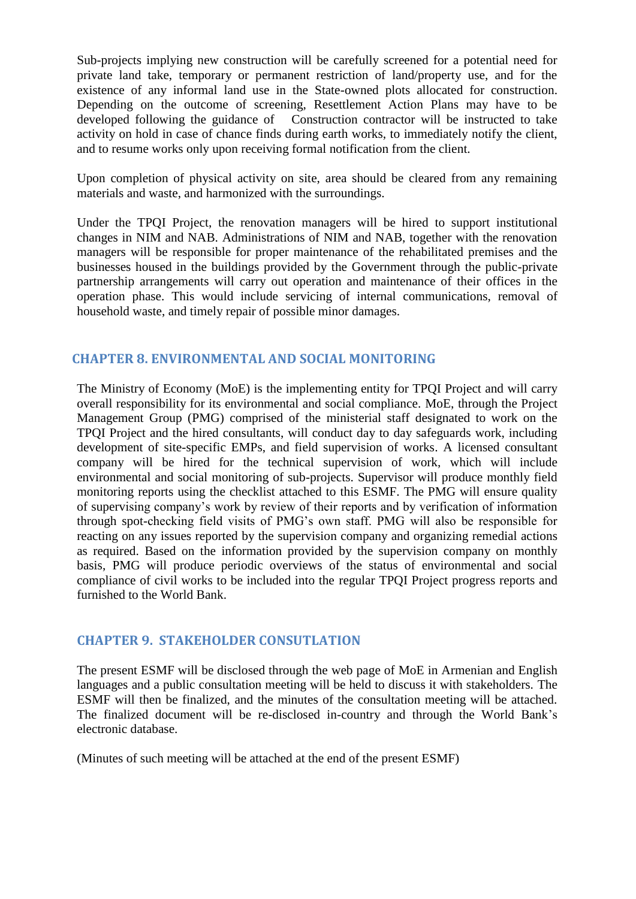Sub-projects implying new construction will be carefully screened for a potential need for private land take, temporary or permanent restriction of land/property use, and for the existence of any informal land use in the State-owned plots allocated for construction. Depending on the outcome of screening, Resettlement Action Plans may have to be developed following the guidance of  Construction contractor will be instructed to take activity on hold in case of chance finds during earth works, to immediately notify the client, and to resume works only upon receiving formal notification from the client.

Upon completion of physical activity on site, area should be cleared from any remaining materials and waste, and harmonized with the surroundings.

Under the TPQI Project, the renovation managers will be hired to support institutional changes in NIM and NAB. Administrations of NIM and NAB, together with the renovation managers will be responsible for proper maintenance of the rehabilitated premises and the businesses housed in the buildings provided by the Government through the public-private partnership arrangements will carry out operation and maintenance of their offices in the operation phase. This would include servicing of internal communications, removal of household waste, and timely repair of possible minor damages.

## CHAPTER 8. ENVIRONMENTAL AND SOCIAL MONITORING

The Ministry of Economy (MoE) is the implementing entity for TPQI Project and will carry overall responsibility for its environmental and social compliance. MoE, through the Project Management Group (PMG) comprised of the ministerial staff designated to work on the TPQI Project and the hired consultants, will conduct day to day safeguards work, including development of site-specific EMPs, and field supervision of works. A licensed consultant company will be hired for the technical supervision of work, which will include environmental and social monitoring of sub-projects. Supervisor will produce monthly field monitoring reports using the checklist attached to this ESMF. The PMG will ensure quality of supervising company's work by review of their reports and by verification of information through spot-checking field visits of PMG's own staff. PMG will also be responsible for reacting on any issues reported by the supervision company and organizing remedial actions as required. Based on the information provided by the supervision company on monthly basis, PMG will produce periodic overviews of the status of environmental and social compliance of civil works to be included into the regular TPQI Project progress reports and furnished to the World Bank.

## CHAPTER 9. STAKEHOLDER CONSULTATION

The present ESMF will be disclosed through the web page of MoE in Armenian and English languages and a public consultation meeting will be held to discuss it with stakeholders. The ESMF will then be finalized, and the minutes of the consultation meeting will be attached. The finalized document will be re-disclosed in-country and through the World Bank's electronic database.

(Minutes of such meeting will be attached at the end of the present ESMF)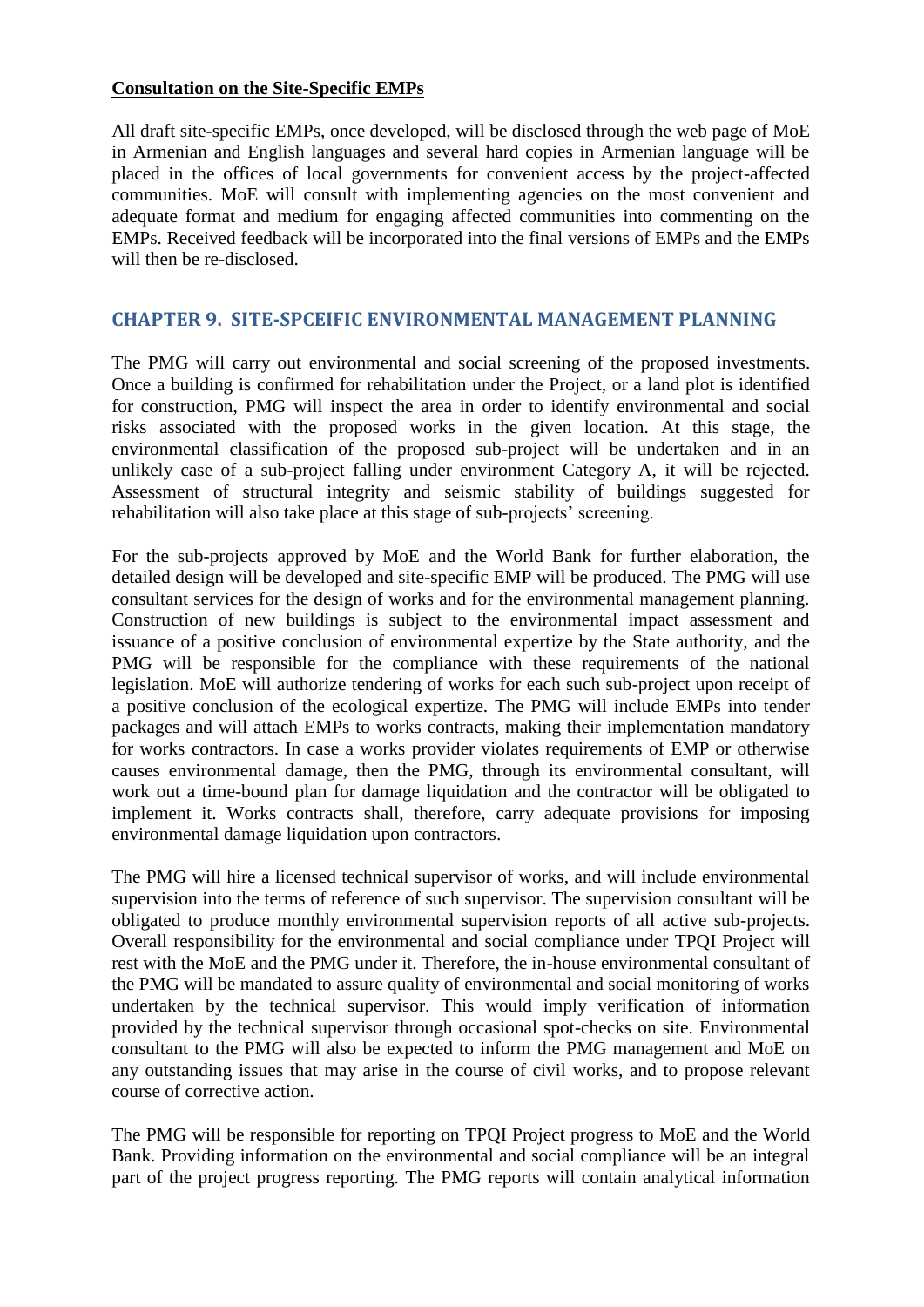**Consultation on the Site-Specific EMPs**

All draft site-specific EMPs, once developed, will be disclosed through the web page of MoE in Armenian and English languages and several hard copies in Armenian language will be placed in the offices of local governments for convenient access by the project-affected communities. MoE will consult with implementing agencies on the most convenient and adequate format and medium for engaging affected communities into commenting on the EMPs. Received feedback will be incorporated into the final versions of EMPs and the EMPs will then be re-disclosed.

## CHAPTER 9. SITE-SPCEIFIC ENVIRONMENTAL MANAGEMENT PLANNING

The PMG will carry out environmental and social screening of the proposed investments. Once a building is confirmed for rehabilitation under the Project, or a land plot is identified for construction, PMG will inspect the area in order to identify environmental and social risks associated with the proposed works in the given location. At this stage, the environmental classification of the proposed sub-project will be undertaken and in an unlikely case of a sub-project falling under environment Category A, it will be rejected. Assessment of structural integrity and seismic stability of buildings suggested for rehabilitation will also take place at this stage of sub-projects' screening.

For the sub-projects approved by MoE and the World Bank for further elaboration, the detailed design will be developed and site-specific EMP will be produced. The PMG will use consultant services for the design of works and for the environmental management planning. Construction of new buildings is subject to the environmental impact assessment and issuance of a positive conclusion of environmental expertize by the State authority, and the PMG will be responsible for the compliance with these requirements of the national legislation. MoE will authorize tendering of works for each such sub-project upon receipt of a positive conclusion of the ecological expertize. The PMG will include EMPs into tender packages and will attach EMPs to works contracts, making their implementation mandatory for works contractors. In case a works provider violates requirements of EMP or otherwise causes environmental damage, then the PMG, through its environmental consultant, will work out a time-bound plan for damage liquidation and the contractor will be obligated to implement it. Works contracts shall, therefore, carry adequate provisions for imposing environmental damage liquidation upon contractors.

The PMG will hire a licensed technical supervisor of works, and will include environmental supervision into the terms of reference of such supervisor. The supervision consultant will be obligated to produce monthly environmental supervision reports of all active sub-projects. Overall responsibility for the environmental and social compliance under TPQI Project will rest with the MoE and the PMG under it. Therefore, the in-house environmental consultant of the PMG will be mandated to assure quality of environmental and social monitoring of works undertaken by the technical supervisor. This would imply verification of information provided by the technical supervisor through occasional spot-checks on site. Environmental consultant to the PMG will also be expected to inform the PMG management and MoE on any outstanding issues that may arise in the course of civil works, and to propose relevant course of corrective action.

The PMG will be responsible for reporting on TPQI Project progress to MoE and the World Bank. Providing information on the environmental and social compliance will be an integral part of the project progress reporting. The PMG reports will contain analytical information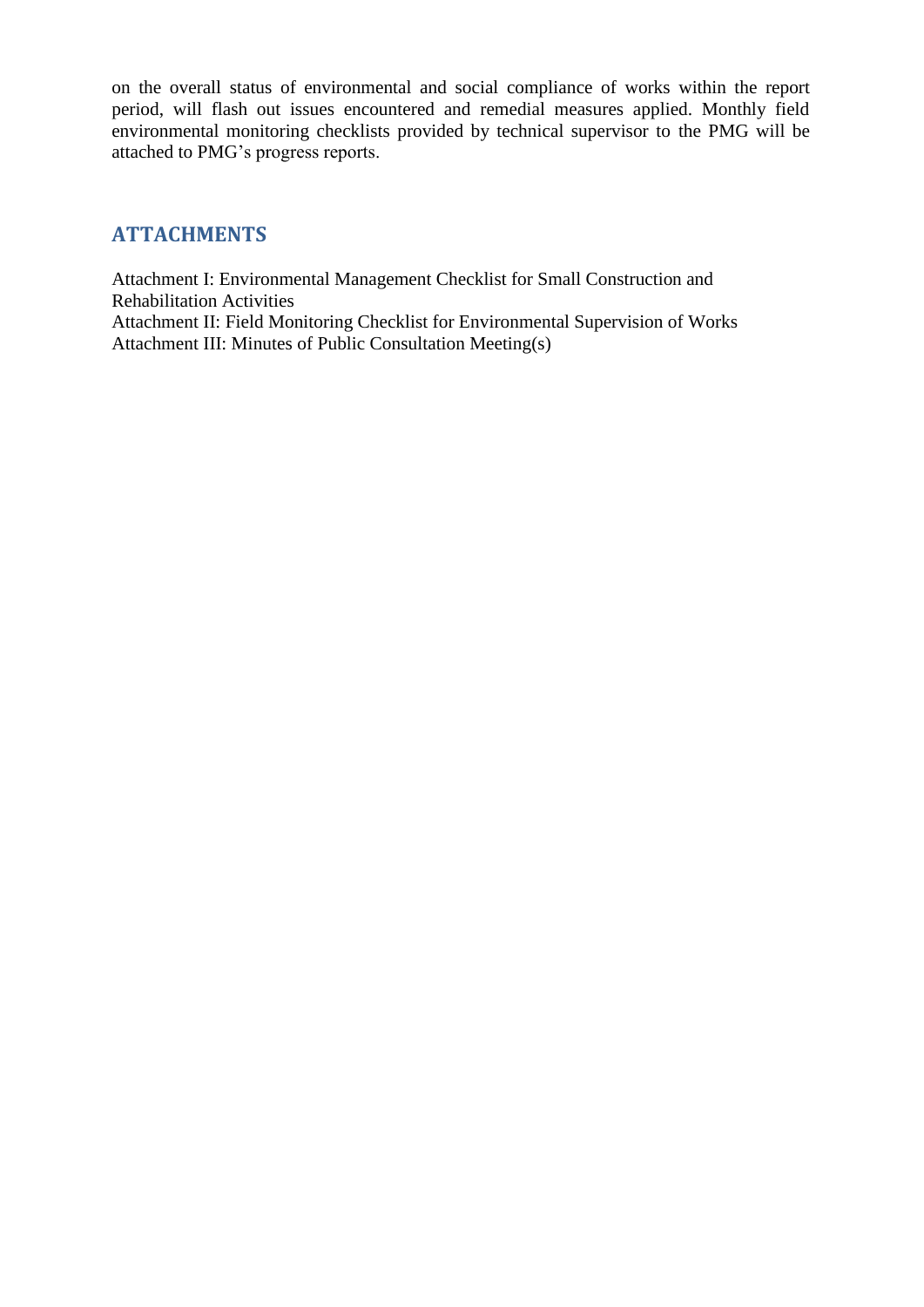on the overall status of environmental and social compliance of works within the report period, will flash out issues encountered and remedial measures applied. Monthly field environmental monitoring checklists provided by technical supervisor to the PMG will be attached to PMG's progress reports.

## ATTACHMENTS

Attachment I: Environmental Management Checklist for Small Construction and Rehabilitation Activities
Attachment II: Field Monitoring Checklist for Environmental Supervision of Works
Attachment III: Minutes of Public Consultation Meeting(s)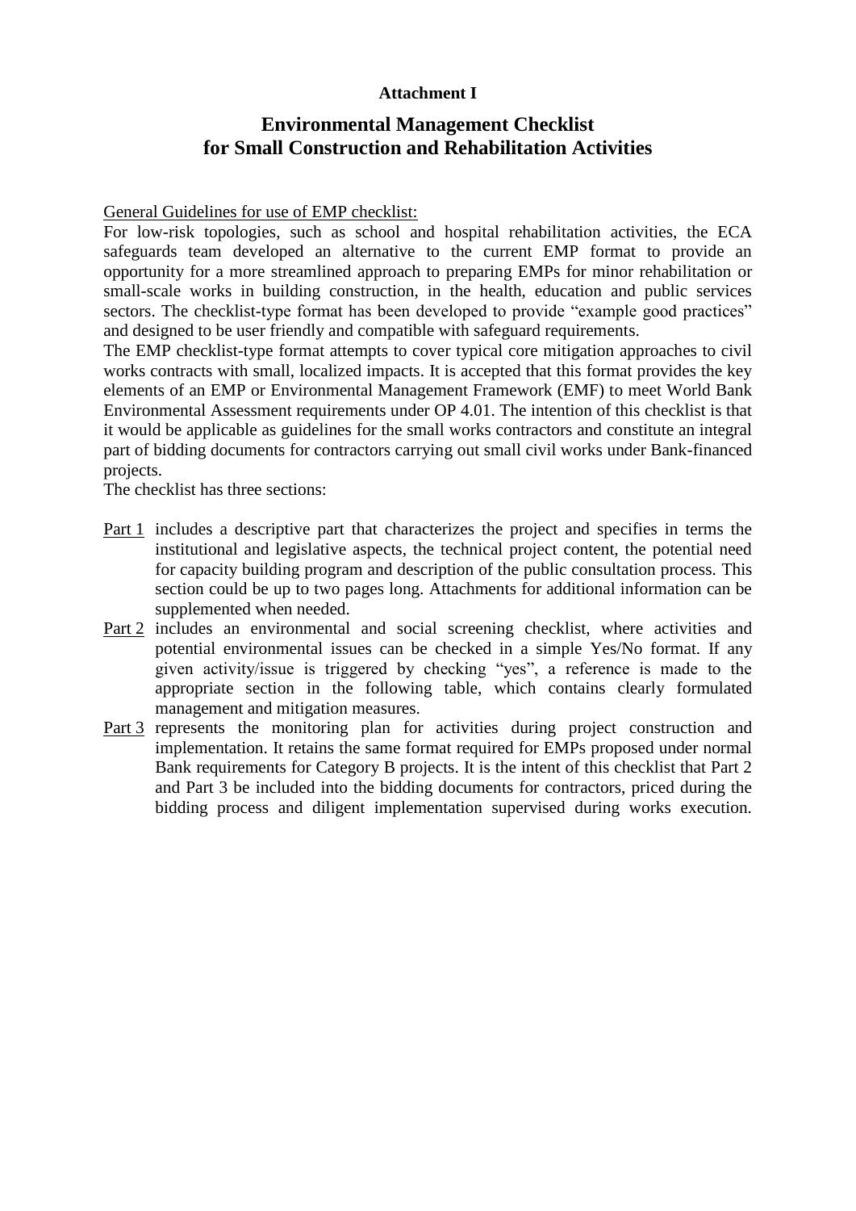**Attachment I**

# Environmental Management Checklist for Small Construction and Rehabilitation Activities

General Guidelines for use of EMP checklist:

For low-risk topologies, such as school and hospital rehabilitation activities, the ECA safeguards team developed an alternative to the current EMP format to provide an opportunity for a more streamlined approach to preparing EMPs for minor rehabilitation or small-scale works in building construction, in the health, education and public services sectors. The checklist-type format has been developed to provide "example good practices" and designed to be user friendly and compatible with safeguard requirements.

The EMP checklist-type format attempts to cover typical core mitigation approaches to civil works contracts with small, localized impacts. It is accepted that this format provides the key elements of an EMP or Environmental Management Framework (EMF) to meet World Bank Environmental Assessment requirements under OP 4.01. The intention of this checklist is that it would be applicable as guidelines for the small works contractors and constitute an integral part of bidding documents for contractors carrying out small civil works under Bank-financed projects.

The checklist has three sections:

- Part 1 includes a descriptive part that characterizes the project and specifies in terms the institutional and legislative aspects, the technical project content, the potential need for capacity building program and description of the public consultation process. This section could be up to two pages long. Attachments for additional information can be supplemented when needed.
- Part 2 includes an environmental and social screening checklist, where activities and potential environmental issues can be checked in a simple Yes/No format. If any given activity/issue is triggered by checking "yes", a reference is made to the appropriate section in the following table, which contains clearly formulated management and mitigation measures.
- Part 3 represents the monitoring plan for activities during project construction and implementation. It retains the same format required for EMPs proposed under normal Bank requirements for Category B projects. It is the intent of this checklist that Part 2 and Part 3 be included into the bidding documents for contractors, priced during the bidding process and diligent implementation supervised during works execution.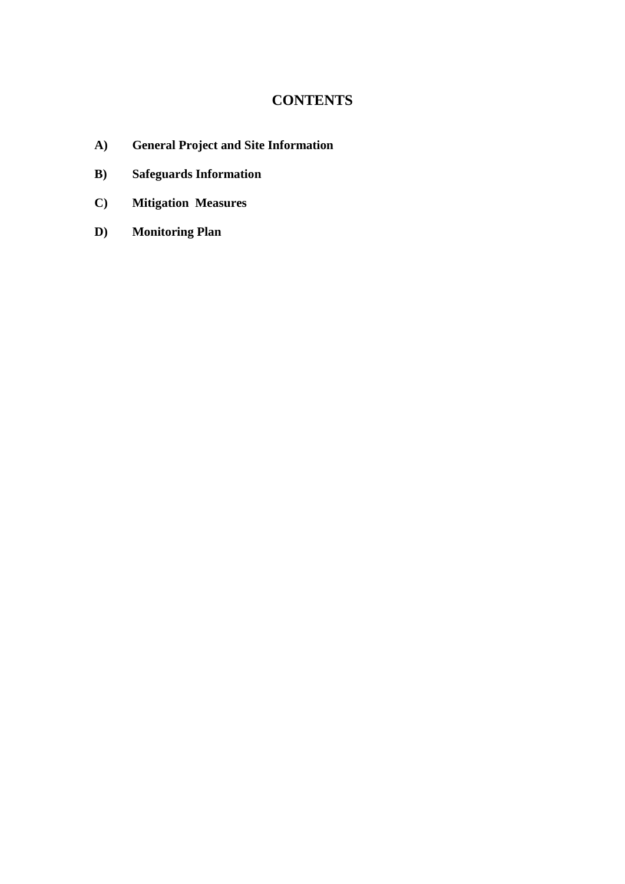# CONTENTS

**A) General Project and Site Information**

**B) Safeguards Information**

**C) Mitigation Measures**

**D) Monitoring Plan**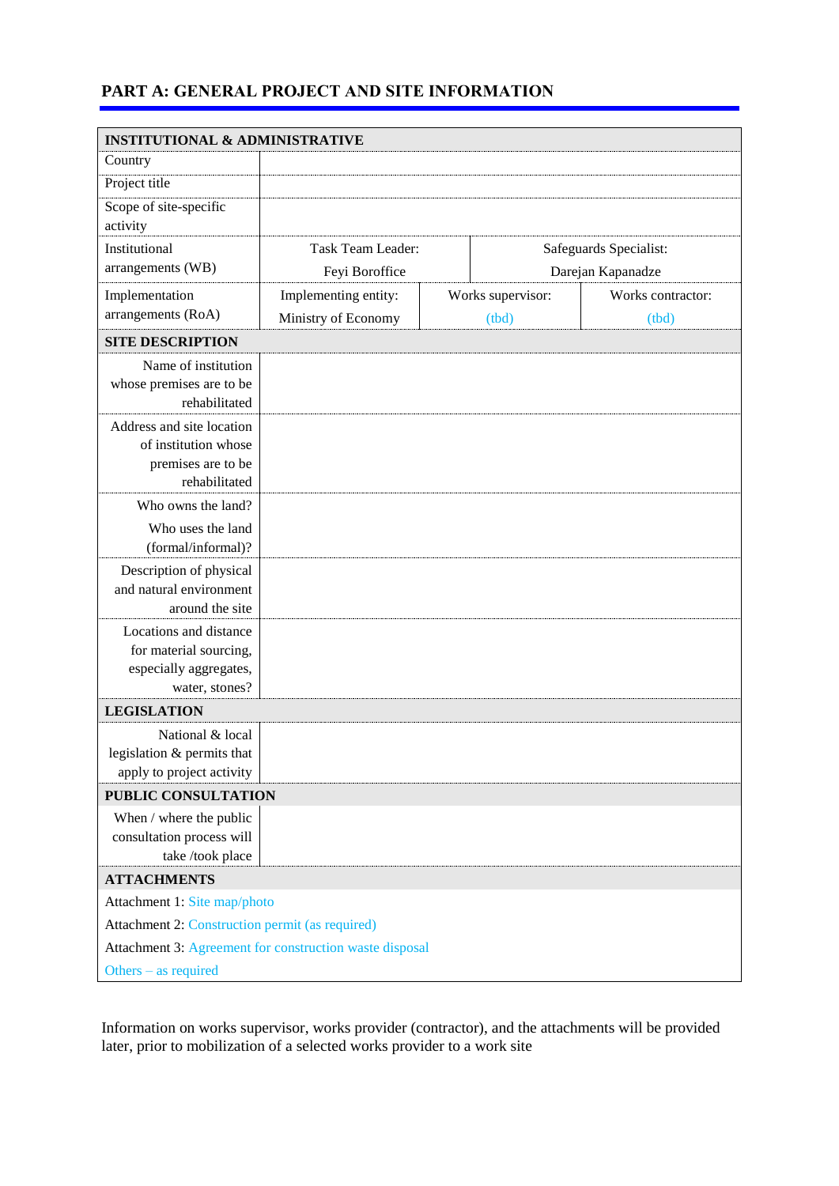## PART A: GENERAL PROJECT AND SITE INFORMATION

| INSTITUTIONAL & ADMINISTRATIVE | | | |
|---|---|---|---|
| Country | | | |
| Project title | | | |
| Scope of site-specific activity | | | |
| Institutional arrangements (WB) | Task Team Leader: Feyi Boroffice | Safeguards Specialist: Darejan Kapanadze | |
| Implementation arrangements (RoA) | Implementing entity: Ministry of Economy | Works supervisor: (tbd) | Works contractor: (tbd) |
| **SITE DESCRIPTION** | | | |
| Name of institution whose premises are to be rehabilitated | | | |
| Address and site location of institution whose premises are to be rehabilitated | | | |
| Who owns the land? Who uses the land (formal/informal)? | | | |
| Description of physical and natural environment around the site | | | |
| Locations and distance for material sourcing, especially aggregates, water, stones? | | | |
| **LEGISLATION** | | | |
| National & local legislation & permits that apply to project activity | | | |
| **PUBLIC CONSULTATION** | | | |
| When / where the public consultation process will take /took place | | | |
| **ATTACHMENTS** | | | |
| Attachment 1: Site map/photo | | | |
| Attachment 2: Construction permit (as required) | | | |
| Attachment 3: Agreement for construction waste disposal | | | |
| Others – as required | | | |

Information on works supervisor, works provider (contractor), and the attachments will be provided later, prior to mobilization of a selected works provider to a work site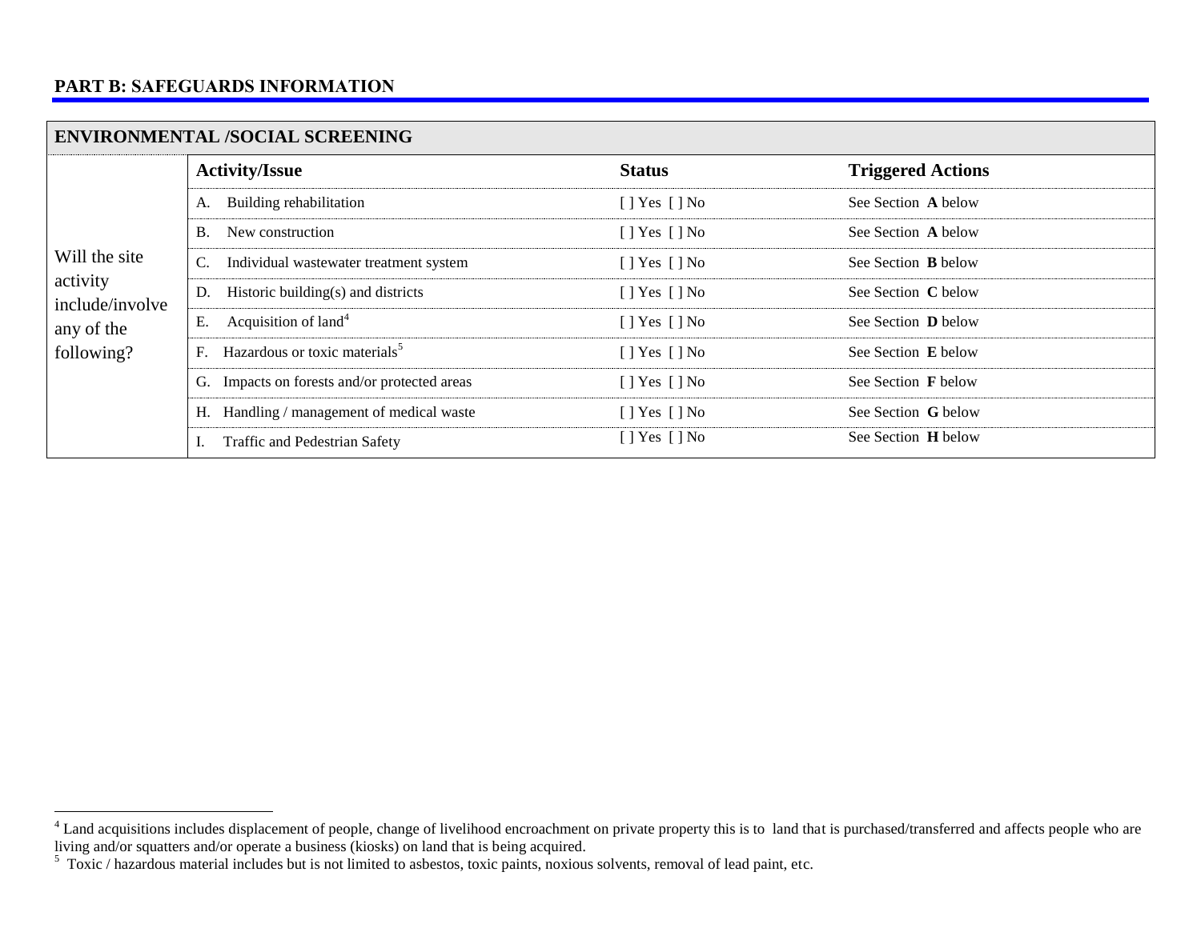## PART B: SAFEGUARDS INFORMATION

| ENVIRONMENTAL /SOCIAL SCREENING | | | |
|---|---|---|---|
| | **Activity/Issue** | **Status** | **Triggered Actions** |
| Will the site activity include/involve any of the following? | A. Building rehabilitation | [ ] Yes [ ] No | See Section **A** below |
| | B. New construction | [ ] Yes [ ] No | See Section **A** below |
| | C. Individual wastewater treatment system | [ ] Yes [ ] No | See Section **B** below |
| | D. Historic building(s) and districts | [ ] Yes [ ] No | See Section **C** below |
| | E. Acquisition of land[4] | [ ] Yes [ ] No | See Section **D** below |
| | F. Hazardous or toxic materials[5] | [ ] Yes [ ] No | See Section **E** below |
| | G. Impacts on forests and/or protected areas | [ ] Yes [ ] No | See Section **F** below |
| | H. Handling / management of medical waste | [ ] Yes [ ] No | See Section **G** below |
| | I. Traffic and Pedestrian Safety | [ ] Yes [ ] No | See Section **H** below |

[4] Land acquisitions includes displacement of people, change of livelihood encroachment on private property this is to land that is purchased/transferred and affects people who are living and/or squatters and/or operate a business (kiosks) on land that is being acquired.

[5] Toxic / hazardous material includes but is not limited to asbestos, toxic paints, noxious solvents, removal of lead paint, etc.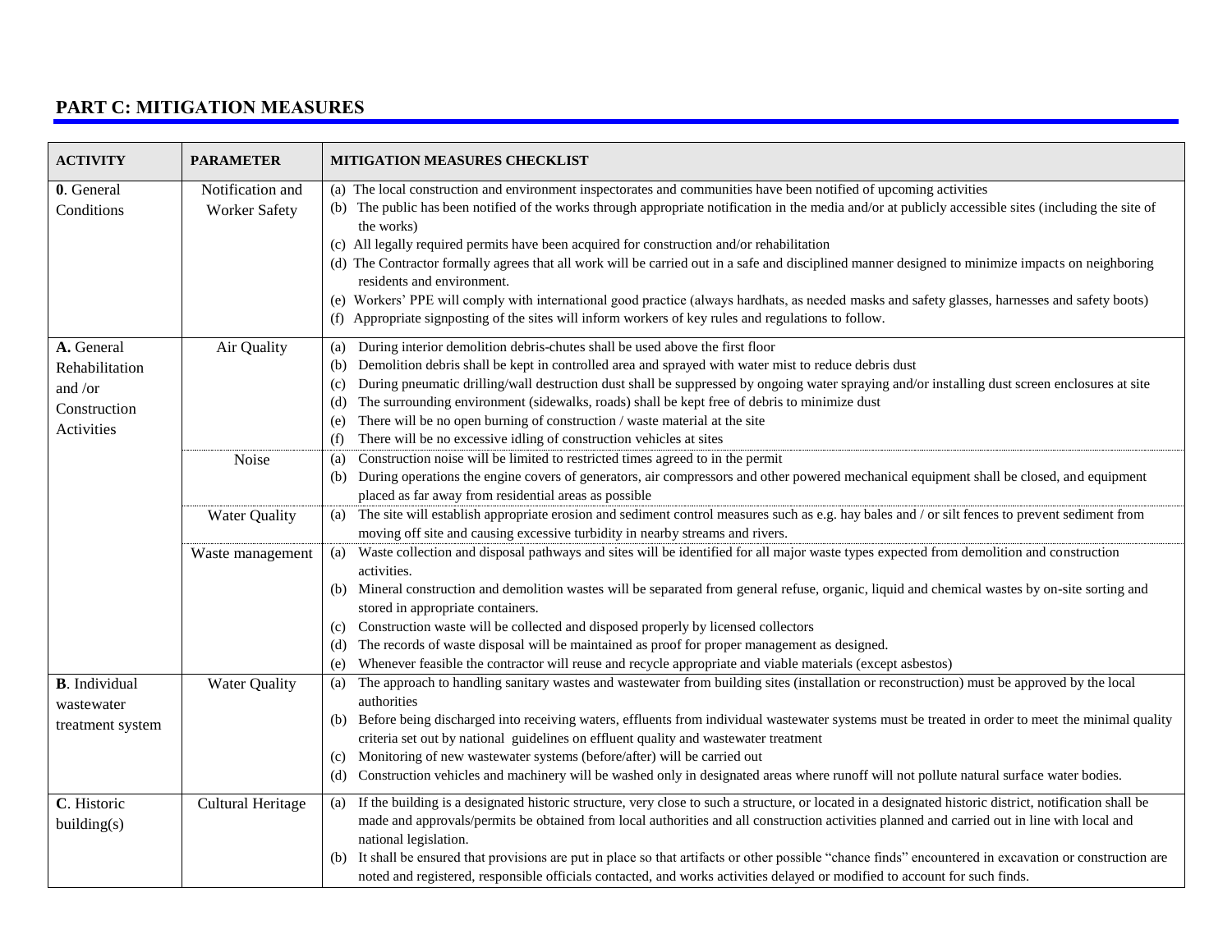## PART C: MITIGATION MEASURES

| ACTIVITY | PARAMETER | MITIGATION MEASURES CHECKLIST |
|---|---|---|
| **0**. General Conditions | Notification and Worker Safety | (a) The local construction and environment inspectorates and communities have been notified of upcoming activities<br>(b) The public has been notified of the works through appropriate notification in the media and/or at publicly accessible sites (including the site of the works)<br>(c) All legally required permits have been acquired for construction and/or rehabilitation<br>(d) The Contractor formally agrees that all work will be carried out in a safe and disciplined manner designed to minimize impacts on neighboring residents and environment.<br>(e) Workers' PPE will comply with international good practice (always hardhats, as needed masks and safety glasses, harnesses and safety boots)<br>(f) Appropriate signposting of the sites will inform workers of key rules and regulations to follow. |
| **A.** General Rehabilitation and /or Construction Activities | Air Quality | (a) During interior demolition debris-chutes shall be used above the first floor<br>(b) Demolition debris shall be kept in controlled area and sprayed with water mist to reduce debris dust<br>(c) During pneumatic drilling/wall destruction dust shall be suppressed by ongoing water spraying and/or installing dust screen enclosures at site<br>(d) The surrounding environment (sidewalks, roads) shall be kept free of debris to minimize dust<br>(e) There will be no open burning of construction / waste material at the site<br>(f) There will be no excessive idling of construction vehicles at sites |
| | Noise | (a) Construction noise will be limited to restricted times agreed to in the permit<br>(b) During operations the engine covers of generators, air compressors and other powered mechanical equipment shall be closed, and equipment placed as far away from residential areas as possible |
| | Water Quality | (a) The site will establish appropriate erosion and sediment control measures such as e.g. hay bales and / or silt fences to prevent sediment from moving off site and causing excessive turbidity in nearby streams and rivers. |
| | Waste management | (a) Waste collection and disposal pathways and sites will be identified for all major waste types expected from demolition and construction activities.<br>(b) Mineral construction and demolition wastes will be separated from general refuse, organic, liquid and chemical wastes by on-site sorting and stored in appropriate containers.<br>(c) Construction waste will be collected and disposed properly by licensed collectors<br>(d) The records of waste disposal will be maintained as proof for proper management as designed.<br>(e) Whenever feasible the contractor will reuse and recycle appropriate and viable materials (except asbestos) |
| **B**. Individual wastewater treatment system | Water Quality | (a) The approach to handling sanitary wastes and wastewater from building sites (installation or reconstruction) must be approved by the local authorities<br>(b) Before being discharged into receiving waters, effluents from individual wastewater systems must be treated in order to meet the minimal quality criteria set out by national guidelines on effluent quality and wastewater treatment<br>(c) Monitoring of new wastewater systems (before/after) will be carried out<br>(d) Construction vehicles and machinery will be washed only in designated areas where runoff will not pollute natural surface water bodies. |
| **C**. Historic building(s) | Cultural Heritage | (a) If the building is a designated historic structure, very close to such a structure, or located in a designated historic district, notification shall be made and approvals/permits be obtained from local authorities and all construction activities planned and carried out in line with local and national legislation.<br>(b) It shall be ensured that provisions are put in place so that artifacts or other possible "chance finds" encountered in excavation or construction are noted and registered, responsible officials contacted, and works activities delayed or modified to account for such finds. |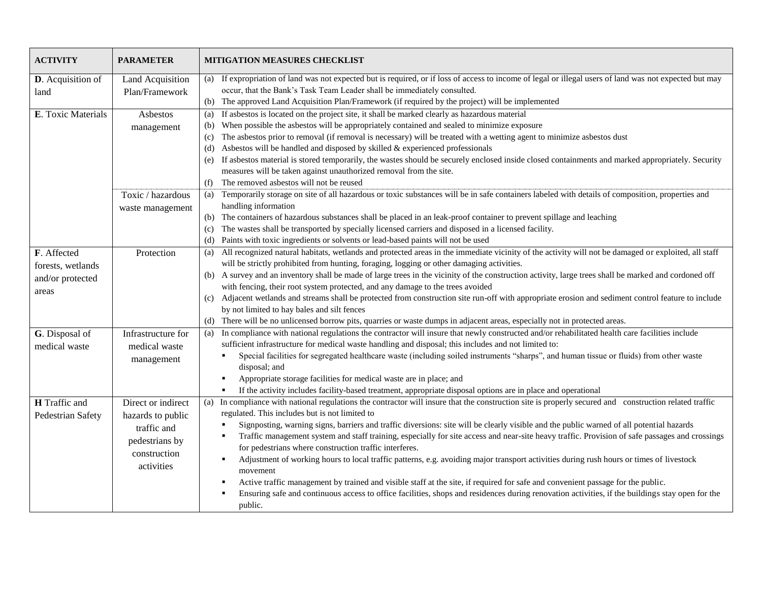| ACTIVITY | PARAMETER | MITIGATION MEASURES CHECKLIST |
|---|---|---|
| **D**. Acquisition of land | Land Acquisition Plan/Framework | (a) If expropriation of land was not expected but is required, or if loss of access to income of legal or illegal users of land was not expected but may occur, that the Bank's Task Team Leader shall be immediately consulted.<br>(b) The approved Land Acquisition Plan/Framework (if required by the project) will be implemented |
| **E**. Toxic Materials | Asbestos management | (a) If asbestos is located on the project site, it shall be marked clearly as hazardous material<br>(b) When possible the asbestos will be appropriately contained and sealed to minimize exposure<br>(c) The asbestos prior to removal (if removal is necessary) will be treated with a wetting agent to minimize asbestos dust<br>(d) Asbestos will be handled and disposed by skilled & experienced professionals<br>(e) If asbestos material is stored temporarily, the wastes should be securely enclosed inside closed containments and marked appropriately. Security measures will be taken against unauthorized removal from the site.<br>(f) The removed asbestos will not be reused |
| | Toxic / hazardous waste management | (a) Temporarily storage on site of all hazardous or toxic substances will be in safe containers labeled with details of composition, properties and handling information<br>(b) The containers of hazardous substances shall be placed in an leak-proof container to prevent spillage and leaching<br>(c) The wastes shall be transported by specially licensed carriers and disposed in a licensed facility.<br>(d) Paints with toxic ingredients or solvents or lead-based paints will not be used |
| **F**. Affected forests, wetlands and/or protected areas | Protection | (a) All recognized natural habitats, wetlands and protected areas in the immediate vicinity of the activity will not be damaged or exploited, all staff will be strictly prohibited from hunting, foraging, logging or other damaging activities.<br>(b) A survey and an inventory shall be made of large trees in the vicinity of the construction activity, large trees shall be marked and cordoned off with fencing, their root system protected, and any damage to the trees avoided<br>(c) Adjacent wetlands and streams shall be protected from construction site run-off with appropriate erosion and sediment control feature to include by not limited to hay bales and silt fences<br>(d) There will be no unlicensed borrow pits, quarries or waste dumps in adjacent areas, especially not in protected areas. |
| **G**. Disposal of medical waste | Infrastructure for medical waste management | (a) In compliance with national regulations the contractor will insure that newly constructed and/or rehabilitated health care facilities include sufficient infrastructure for medical waste handling and disposal; this includes and not limited to:<br>▪ Special facilities for segregated healthcare waste (including soiled instruments "sharps", and human tissue or fluids) from other waste disposal; and<br>▪ Appropriate storage facilities for medical waste are in place; and<br>▪ If the activity includes facility-based treatment, appropriate disposal options are in place and operational |
| **H** Traffic and Pedestrian Safety | Direct or indirect hazards to public traffic and pedestrians by construction activities | (a) In compliance with national regulations the contractor will insure that the construction site is properly secured and construction related traffic regulated. This includes but is not limited to<br>▪ Signposting, warning signs, barriers and traffic diversions: site will be clearly visible and the public warned of all potential hazards<br>▪ Traffic management system and staff training, especially for site access and near-site heavy traffic. Provision of safe passages and crossings for pedestrians where construction traffic interferes.<br>▪ Adjustment of working hours to local traffic patterns, e.g. avoiding major transport activities during rush hours or times of livestock movement<br>▪ Active traffic management by trained and visible staff at the site, if required for safe and convenient passage for the public.<br>▪ Ensuring safe and continuous access to office facilities, shops and residences during renovation activities, if the buildings stay open for the public. |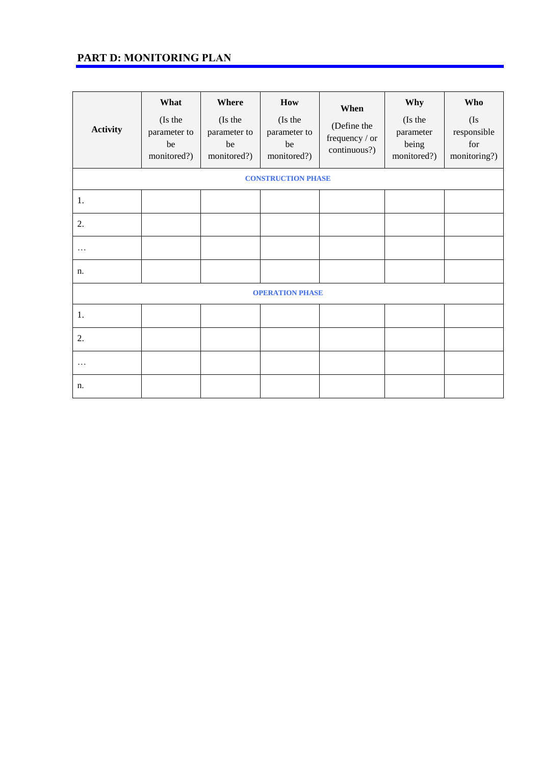## PART D: MONITORING PLAN

| Activity | **What** (Is the parameter to be monitored?) | **Where** (Is the parameter to be monitored?) | **How** (Is the parameter to be monitored?) | **When** (Define the frequency / or continuous?) | **Why** (Is the parameter being monitored?) | **Who** (Is responsible for monitoring?) |
|---|---|---|---|---|---|---|
| **CONSTRUCTION PHASE** | | | | | | |
| 1. | | | | | | |
| 2. | | | | | | |
| … | | | | | | |
| n. | | | | | | |
| **OPERATION PHASE** | | | | | | |
| 1. | | | | | | |
| 2. | | | | | | |
| … | | | | | | |
| n. | | | | | | |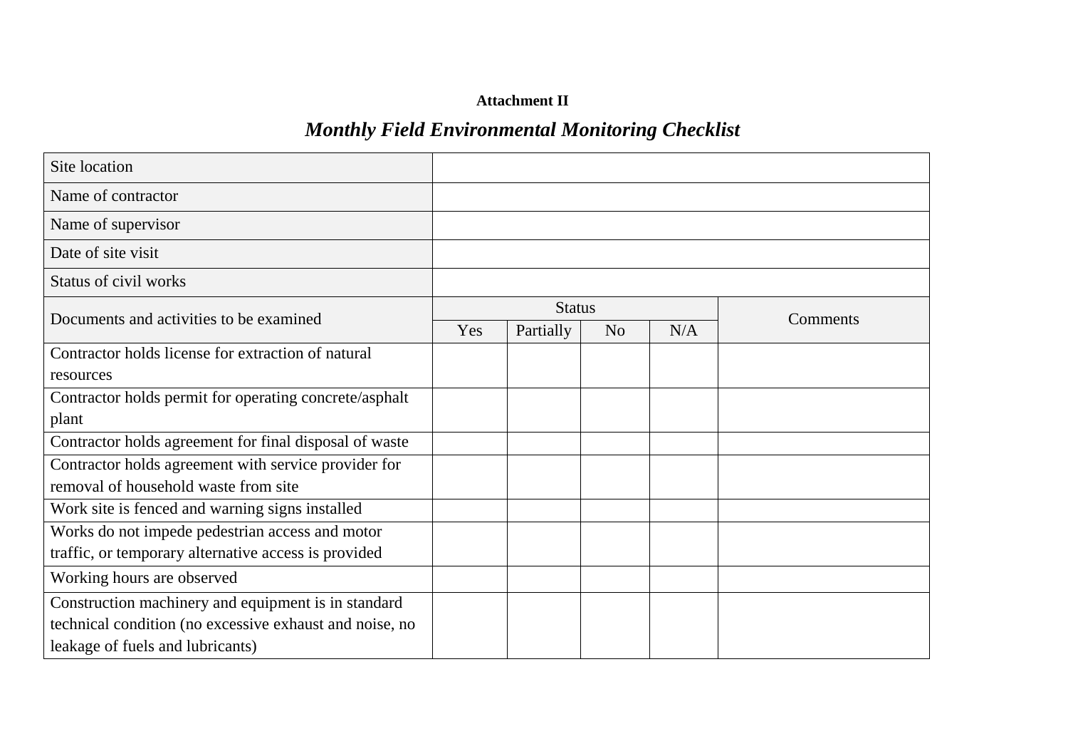**Attachment II**

## *Monthly Field Environmental Monitoring Checklist*

| Site location | | | | | |
|---|---|---|---|---|---|
| Name of contractor | | | | | |
| Name of supervisor | | | | | |
| Date of site visit | | | | | |
| Status of civil works | | | | | |
| Documents and activities to be examined | Status | | | | Comments |
| | Yes | Partially | No | N/A | |
| Contractor holds license for extraction of natural resources | | | | | |
| Contractor holds permit for operating concrete/asphalt plant | | | | | |
| Contractor holds agreement for final disposal of waste | | | | | |
| Contractor holds agreement with service provider for removal of household waste from site | | | | | |
| Work site is fenced and warning signs installed | | | | | |
| Works do not impede pedestrian access and motor traffic, or temporary alternative access is provided | | | | | |
| Working hours are observed | | | | | |
| Construction machinery and equipment is in standard technical condition (no excessive exhaust and noise, no leakage of fuels and lubricants) | | | | | |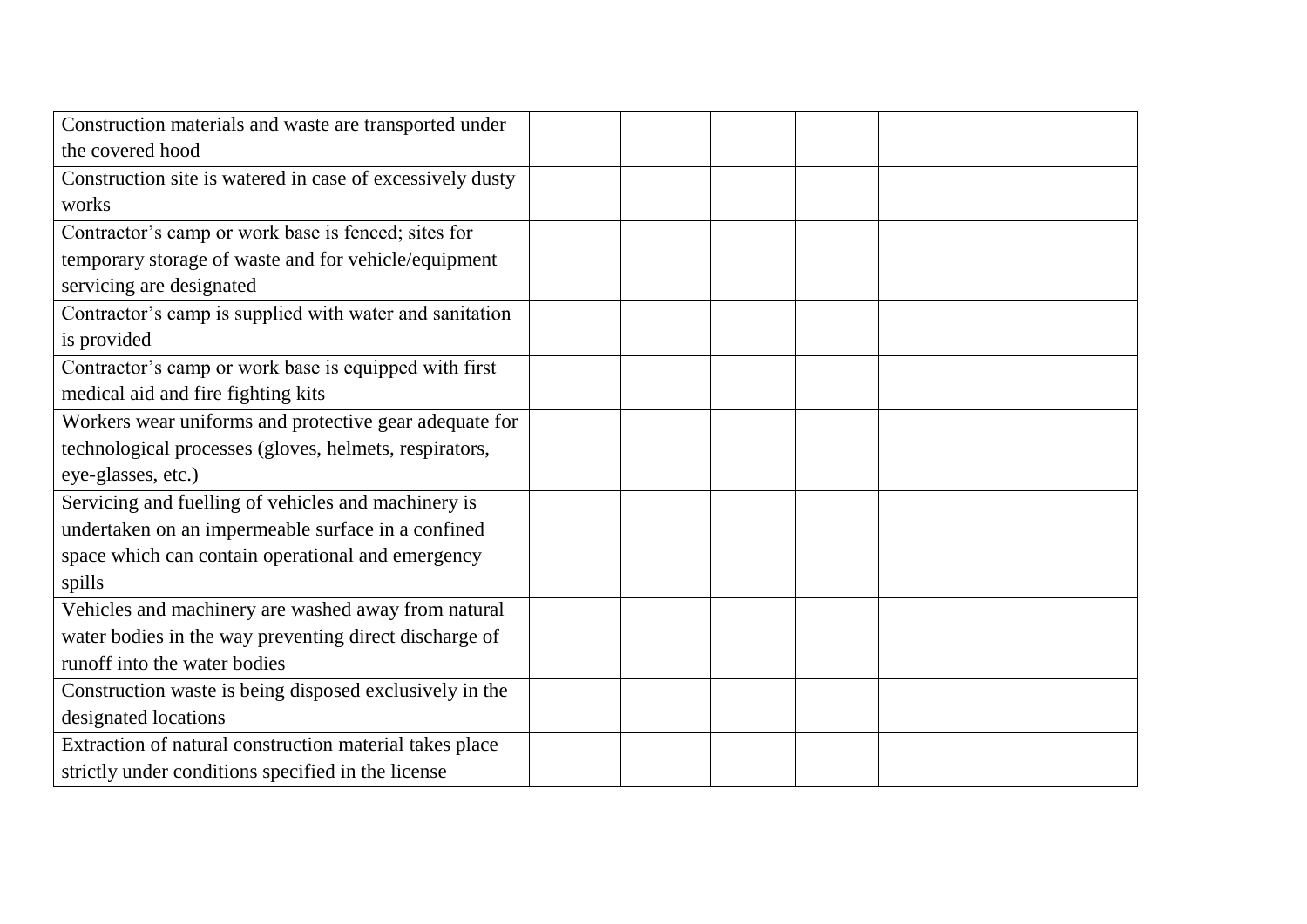| | | | | |
|---|---|---|---|---|
| Construction materials and waste are transported under the covered hood | | | | |
| Construction site is watered in case of excessively dusty works | | | | |
| Contractor's camp or work base is fenced; sites for temporary storage of waste and for vehicle/equipment servicing are designated | | | | |
| Contractor's camp is supplied with water and sanitation is provided | | | | |
| Contractor's camp or work base is equipped with first medical aid and fire fighting kits | | | | |
| Workers wear uniforms and protective gear adequate for technological processes (gloves, helmets, respirators, eye-glasses, etc.) | | | | |
| Servicing and fuelling of vehicles and machinery is undertaken on an impermeable surface in a confined space which can contain operational and emergency spills | | | | |
| Vehicles and machinery are washed away from natural water bodies in the way preventing direct discharge of runoff into the water bodies | | | | |
| Construction waste is being disposed exclusively in the designated locations | | | | |
| Extraction of natural construction material takes place strictly under conditions specified in the license | | | | |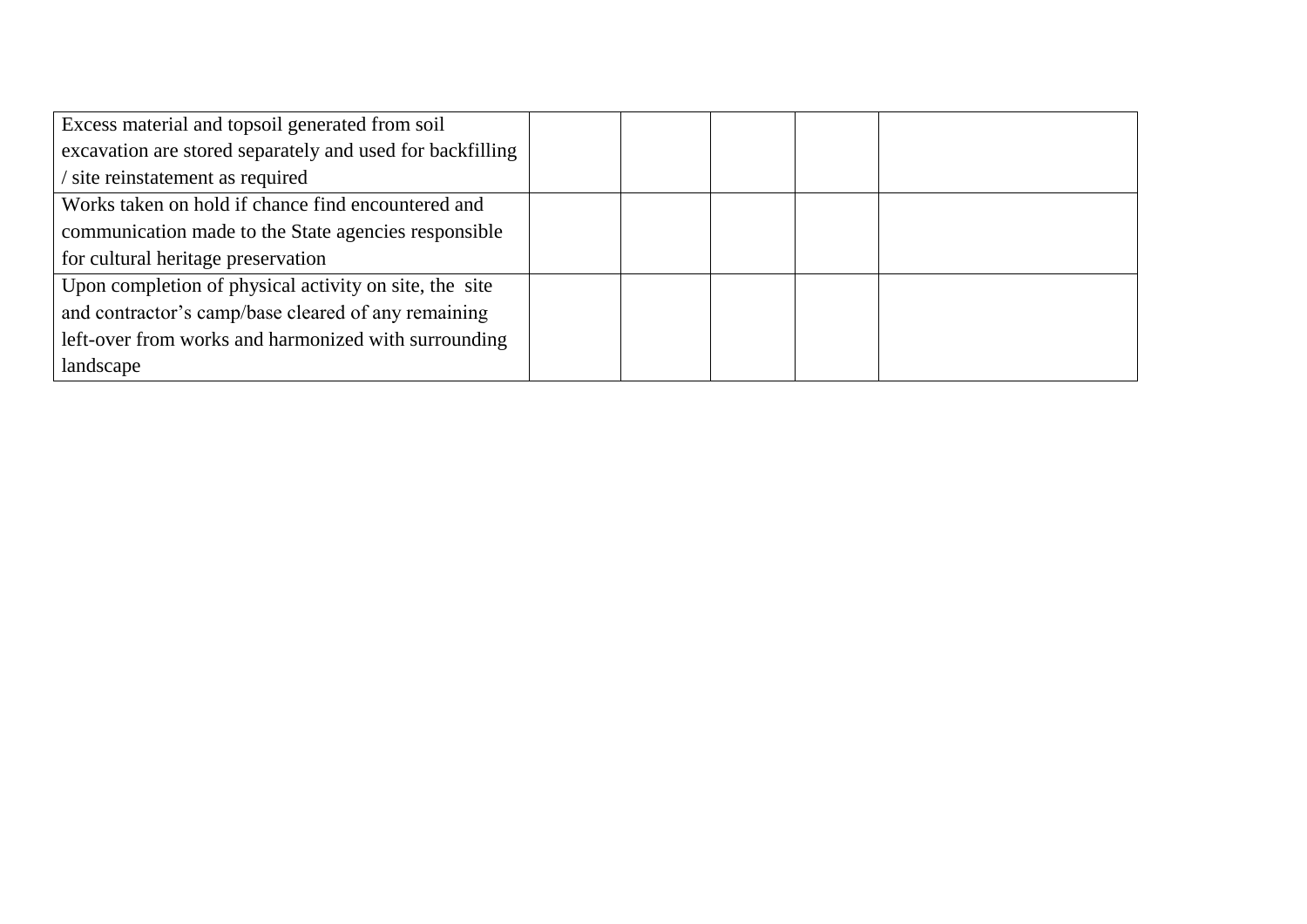| | | | | | |
|---|---|---|---|---|---|
| Excess material and topsoil generated from soil excavation are stored separately and used for backfilling / site reinstatement as required | | | | | |
| Works taken on hold if chance find encountered and communication made to the State agencies responsible for cultural heritage preservation | | | | | |
| Upon completion of physical activity on site, the site and contractor's camp/base cleared of any remaining left-over from works and harmonized with surrounding landscape | | | | | |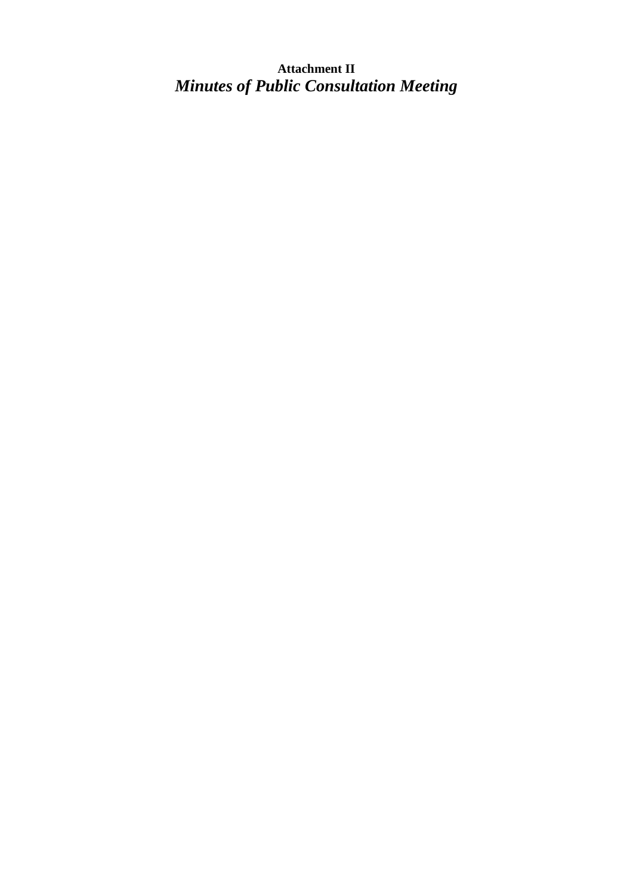**Attachment II**

# *Minutes of Public Consultation Meeting*